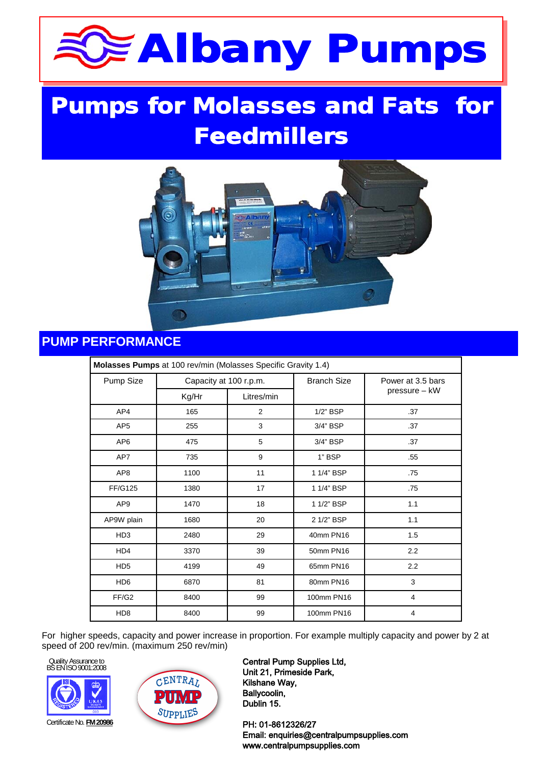# Albany Pumps

# Pumps for Molasses and Fats for Feedmillers

## PUMP PERFORMANCE

| **Molasses Pumps** at 100 rev/min (Molasses Specific Gravity 1.4) | | | | |
|---|---|---|---|---|
| Pump Size | Capacity at 100 r.p.m. | | Branch Size | Power at 3.5 bars pressure – kW |
| | Kg/Hr | Litres/min | | |
| AP4 | 165 | 2 | 1/2" BSP | .37 |
| AP5 | 255 | 3 | 3/4" BSP | .37 |
| AP6 | 475 | 5 | 3/4" BSP | .37 |
| AP7 | 735 | 9 | 1" BSP | .55 |
| AP8 | 1100 | 11 | 1 1/4" BSP | .75 |
| FF/G125 | 1380 | 17 | 1 1/4" BSP | .75 |
| AP9 | 1470 | 18 | 1 1/2" BSP | 1.1 |
| AP9W plain | 1680 | 20 | 2 1/2" BSP | 1.1 |
| HD3 | 2480 | 29 | 40mm PN16 | 1.5 |
| HD4 | 3370 | 39 | 50mm PN16 | 2.2 |
| HD5 | 4199 | 49 | 65mm PN16 | 2.2 |
| HD6 | 6870 | 81 | 80mm PN16 | 3 |
| FF/G2 | 8400 | 99 | 100mm PN16 | 4 |
| HD8 | 8400 | 99 | 100mm PN16 | 4 |

For higher speeds, capacity and power increase in proportion. For example multiply capacity and power by 2 at speed of 200 rev/min. (maximum 250 rev/min)

Quality Assurance to BS EN ISO 9001:2008

Certificate No. FM 20986

CENTRAL PUMP SUPPLIES

**Central Pump Supplies Ltd,**
**Unit 21, Primeside Park,**
**Kilshane Way,**
**Ballycoolin,**
**Dublin 15.**

**PH: 01-8612326/27**
**Email: enquiries@centralpumpsupplies.com**
**www.centralpumpsupplies.com**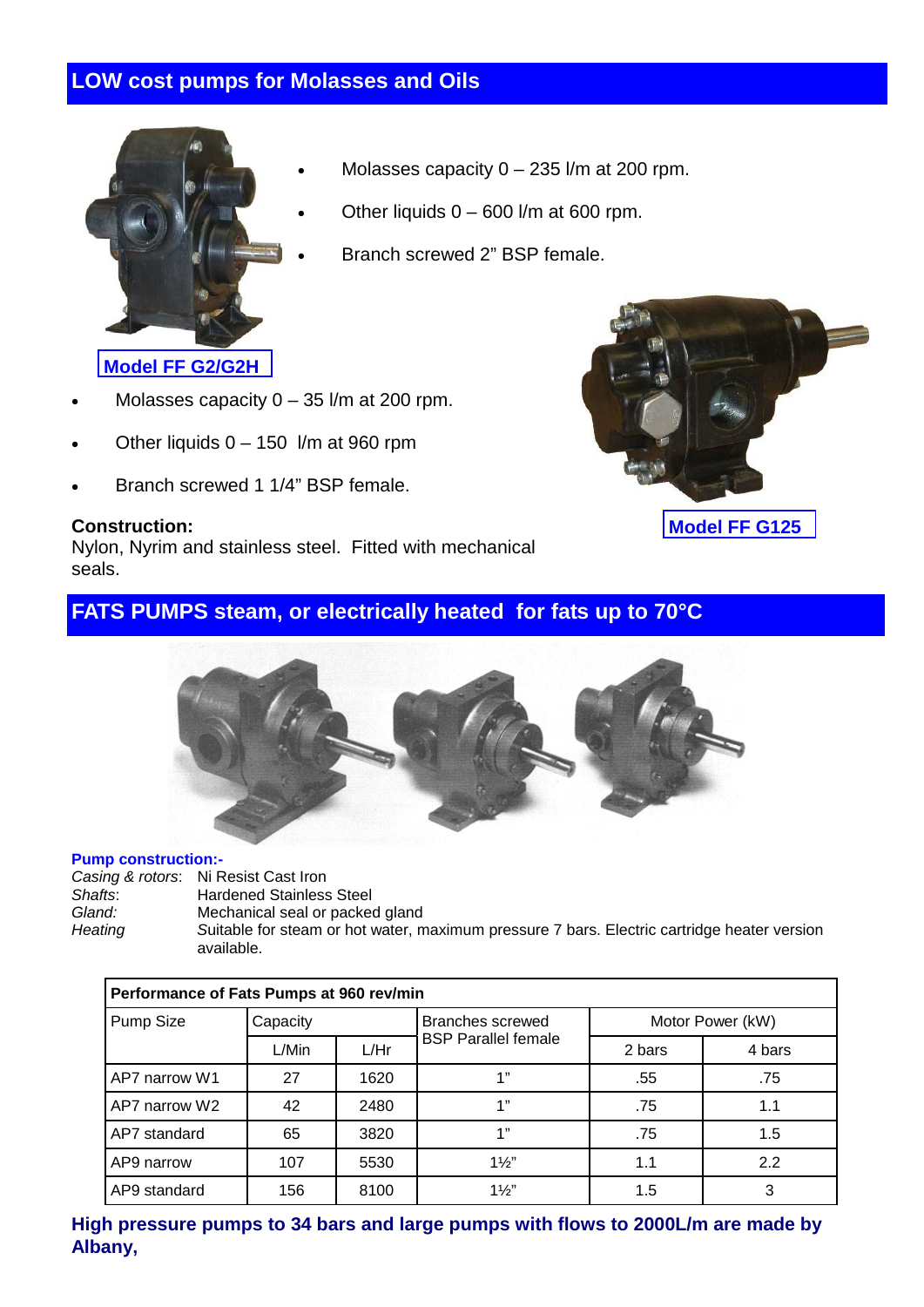## LOW cost pumps for Molasses and Oils

- Molasses capacity 0 – 235 l/m at 200 rpm.
- Other liquids 0 – 600 l/m at 600 rpm.
- Branch screwed 2" BSP female.

**Model FF G2/G2H**

- Molasses capacity 0 – 35 l/m at 200 rpm.
- Other liquids 0 – 150 l/m at 960 rpm
- Branch screwed 1 1/4" BSP female.

**Model FF G125**

**Construction:**
Nylon, Nyrim and stainless steel. Fitted with mechanical seals.

## FATS PUMPS steam, or electrically heated for fats up to 70°C

**Pump construction:-**

*Casing & rotors*: Ni Resist Cast Iron
*Shafts*: Hardened Stainless Steel
*Gland:* Mechanical seal or packed gland
*Heating* Suitable for steam or hot water, maximum pressure 7 bars. Electric cartridge heater version available.

**Performance of Fats Pumps at 960 rev/min**

| Pump Size | Capacity | | Branches screwed BSP Parallel female | Motor Power (kW) | |
|---|---|---|---|---|---|
| | L/Min | L/Hr | | 2 bars | 4 bars |
| AP7 narrow W1 | 27 | 1620 | 1" | .55 | .75 |
| AP7 narrow W2 | 42 | 2480 | 1" | .75 | 1.1 |
| AP7 standard | 65 | 3820 | 1" | .75 | 1.5 |
| AP9 narrow | 107 | 5530 | 1½" | 1.1 | 2.2 |
| AP9 standard | 156 | 8100 | 1½" | 1.5 | 3 |

**High pressure pumps to 34 bars and large pumps with flows to 2000L/m are made by Albany,**